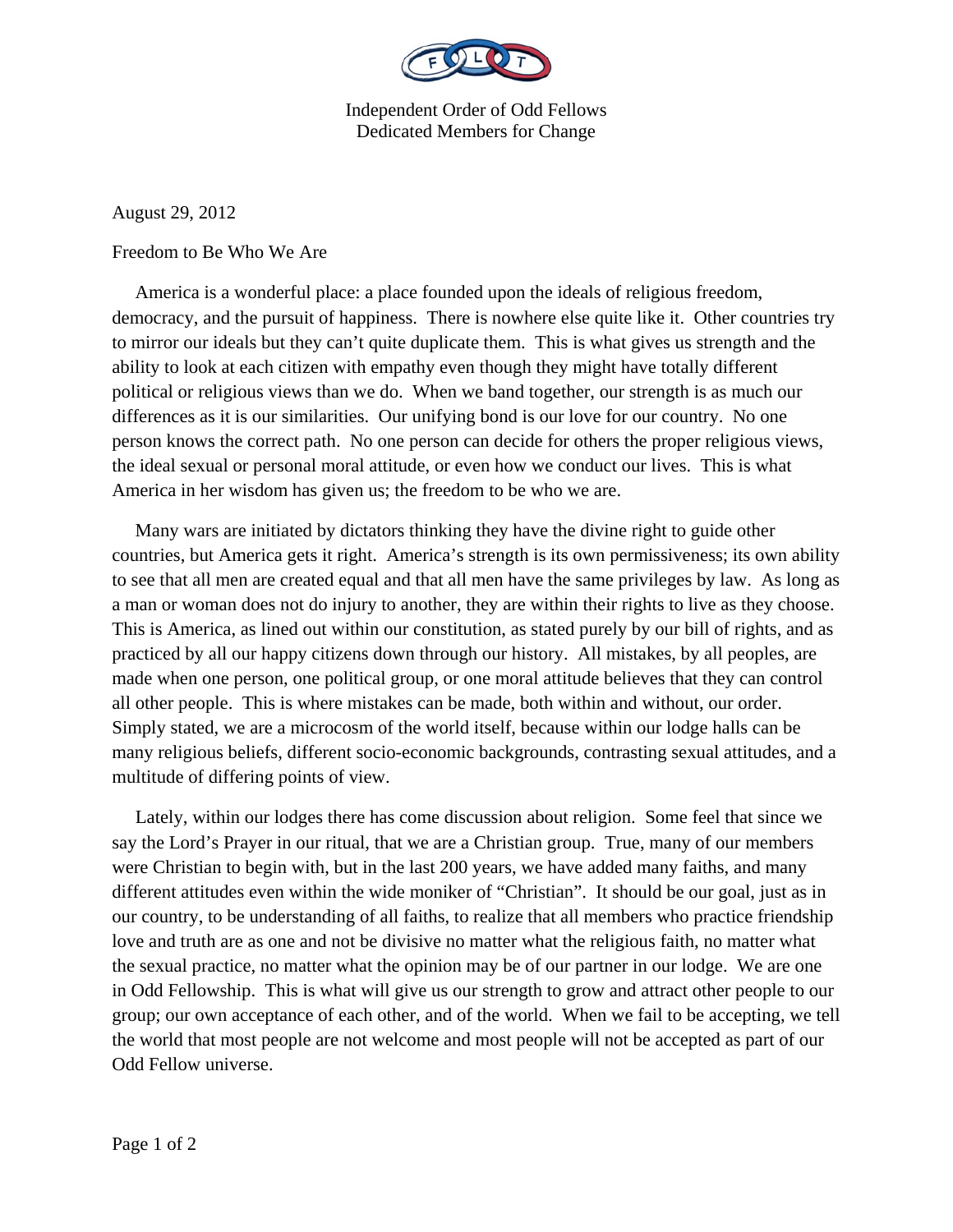Independent Order of Odd Fellows
Dedicated Members for Change

August 29, 2012

Freedom to Be Who We Are

America is a wonderful place: a place founded upon the ideals of religious freedom, democracy, and the pursuit of happiness. There is nowhere else quite like it. Other countries try to mirror our ideals but they can't quite duplicate them. This is what gives us strength and the ability to look at each citizen with empathy even though they might have totally different political or religious views than we do. When we band together, our strength is as much our differences as it is our similarities. Our unifying bond is our love for our country. No one person knows the correct path. No one person can decide for others the proper religious views, the ideal sexual or personal moral attitude, or even how we conduct our lives. This is what America in her wisdom has given us; the freedom to be who we are.

Many wars are initiated by dictators thinking they have the divine right to guide other countries, but America gets it right. America's strength is its own permissiveness; its own ability to see that all men are created equal and that all men have the same privileges by law. As long as a man or woman does not do injury to another, they are within their rights to live as they choose. This is America, as lined out within our constitution, as stated purely by our bill of rights, and as practiced by all our happy citizens down through our history. All mistakes, by all peoples, are made when one person, one political group, or one moral attitude believes that they can control all other people. This is where mistakes can be made, both within and without, our order. Simply stated, we are a microcosm of the world itself, because within our lodge halls can be many religious beliefs, different socio-economic backgrounds, contrasting sexual attitudes, and a multitude of differing points of view.

Lately, within our lodges there has come discussion about religion. Some feel that since we say the Lord's Prayer in our ritual, that we are a Christian group. True, many of our members were Christian to begin with, but in the last 200 years, we have added many faiths, and many different attitudes even within the wide moniker of "Christian". It should be our goal, just as in our country, to be understanding of all faiths, to realize that all members who practice friendship love and truth are as one and not be divisive no matter what the religious faith, no matter what the sexual practice, no matter what the opinion may be of our partner in our lodge. We are one in Odd Fellowship. This is what will give us our strength to grow and attract other people to our group; our own acceptance of each other, and of the world. When we fail to be accepting, we tell the world that most people are not welcome and most people will not be accepted as part of our Odd Fellow universe.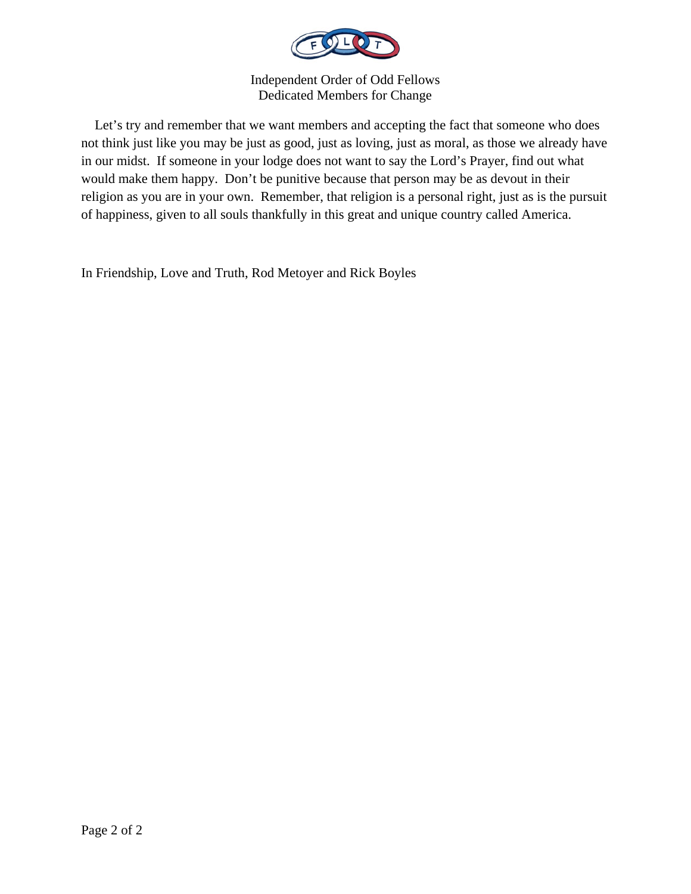Independent Order of Odd Fellows
Dedicated Members for Change

Let's try and remember that we want members and accepting the fact that someone who does not think just like you may be just as good, just as loving, just as moral, as those we already have in our midst. If someone in your lodge does not want to say the Lord's Prayer, find out what would make them happy. Don't be punitive because that person may be as devout in their religion as you are in your own. Remember, that religion is a personal right, just as is the pursuit of happiness, given to all souls thankfully in this great and unique country called America.

In Friendship, Love and Truth, Rod Metoyer and Rick Boyles